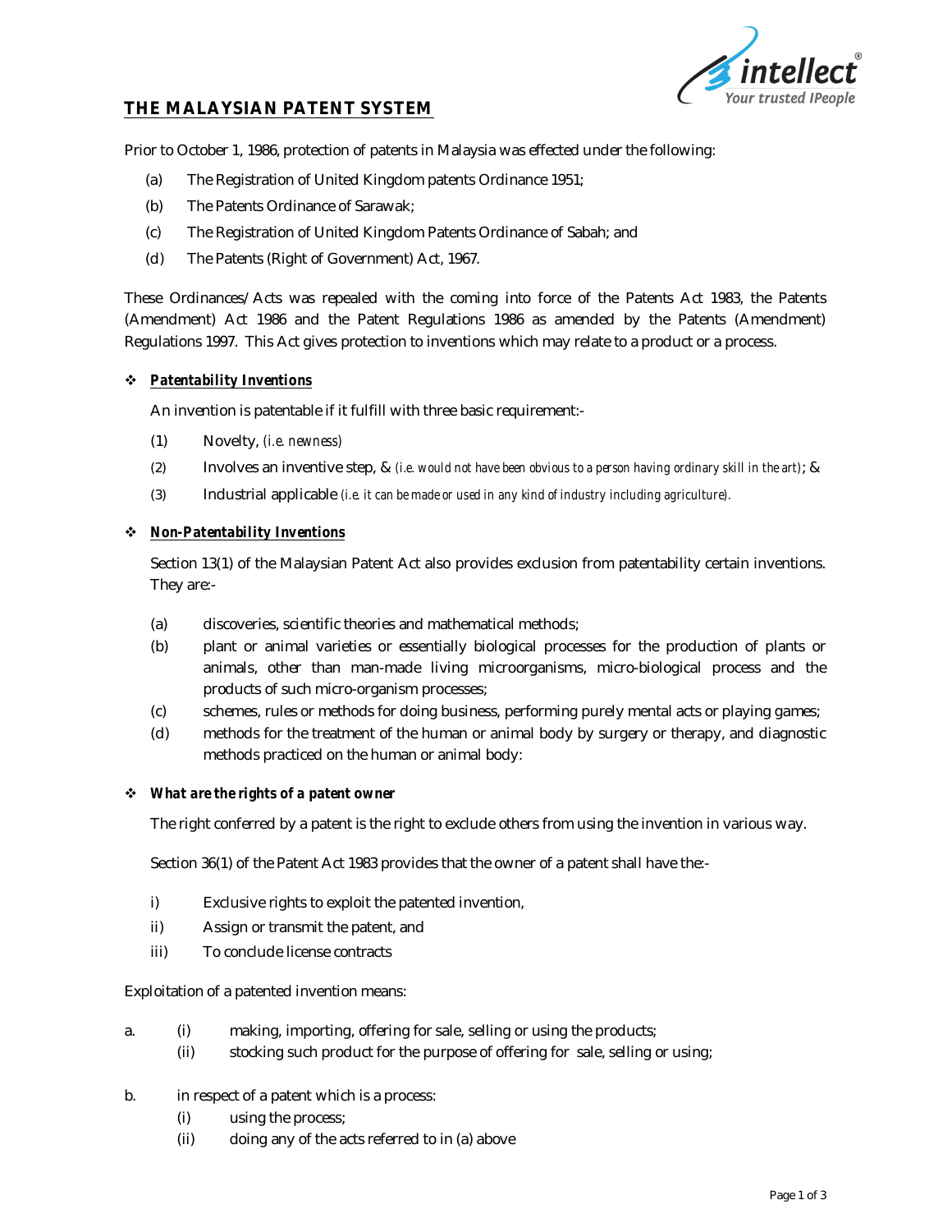## THE MALAYSIAN PATENT SYSTEM

Prior to October 1, 1986, protection of patents in Malaysia was effected under the following:

(a) The Registration of United Kingdom patents Ordinance 1951;

(b) The Patents Ordinance of Sarawak;

(c) The Registration of United Kingdom Patents Ordinance of Sabah; and

(d) The Patents (Right of Government) Act, 1967.

These Ordinances/Acts was repealed with the coming into force of the Patents Act 1983, the Patents (Amendment) Act 1986 and the Patent Regulations 1986 as amended by the Patents (Amendment) Regulations 1997. This Act gives protection to inventions which may relate to a product or a process.

### ❖ ***Patentability Inventions***

An invention is patentable if it fulfill with three basic requirement:-

(1) Novelty, *(i.e. newness)*

(2) Involves an inventive step, & *(i.e. would not have been obvious to a person having ordinary skill in the art)*; &

(3) Industrial applicable *(i.e. it can be made or used in any kind of industry including agriculture).*

### ❖ ***Non-Patentability Inventions***

Section 13(1) of the Malaysian Patent Act also provides exclusion from patentability certain inventions. They are:-

(a) discoveries, scientific theories and mathematical methods;

(b) plant or animal varieties or essentially biological processes for the production of plants or animals, other than man-made living microorganisms, micro-biological process and the products of such micro-organism processes;

(c) schemes, rules or methods for doing business, performing purely mental acts or playing games;

(d) methods for the treatment of the human or animal body by surgery or therapy, and diagnostic methods practiced on the human or animal body:

### ❖ ***What are the rights of a patent owner***

The right conferred by a patent is the right to exclude others from using the invention in various way.

Section 36(1) of the Patent Act 1983 provides that the owner of a patent shall have the:-

i) Exclusive rights to exploit the patented invention,

ii) Assign or transmit the patent, and

iii) To conclude license contracts

Exploitation of a patented invention means:

a. (i) making, importing, offering for sale, selling or using the products;
 (ii) stocking such product for the purpose of offering for sale, selling or using;

b. in respect of a patent which is a process:
 (i) using the process;
 (ii) doing any of the acts referred to in (a) above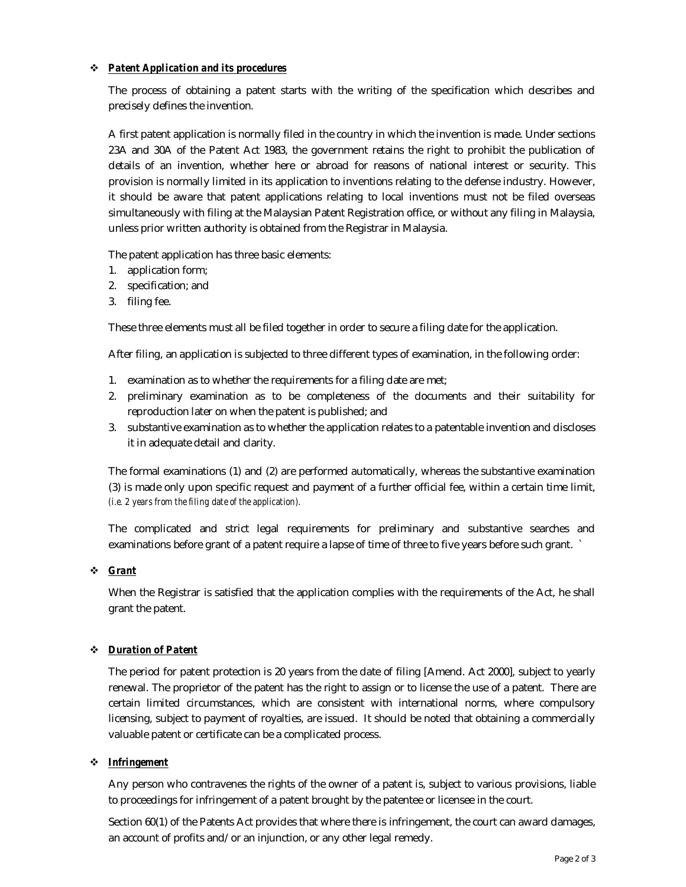- ***Patent Application and its procedures***

The process of obtaining a patent starts with the writing of the specification which describes and precisely defines the invention.

A first patent application is normally filed in the country in which the invention is made. Under sections 23A and 30A of the Patent Act 1983, the government retains the right to prohibit the publication of details of an invention, whether here or abroad for reasons of national interest or security. This provision is normally limited in its application to inventions relating to the defense industry. However, it should be aware that patent applications relating to local inventions must not be filed overseas simultaneously with filing at the Malaysian Patent Registration office, or without any filing in Malaysia, unless prior written authority is obtained from the Registrar in Malaysia.

The patent application has three basic elements:

1. application form;
2. specification; and
3. filing fee.

These three elements must all be filed together in order to secure a filing date for the application.

After filing, an application is subjected to three different types of examination, in the following order:

1. examination as to whether the requirements for a filing date are met;
2. preliminary examination as to be completeness of the documents and their suitability for reproduction later on when the patent is published; and
3. substantive examination as to whether the application relates to a patentable invention and discloses it in adequate detail and clarity.

The formal examinations (1) and (2) are performed automatically, whereas the substantive examination (3) is made only upon specific request and payment of a further official fee, within a certain time limit, *(i.e. 2 years from the filing date of the application).*

The complicated and strict legal requirements for preliminary and substantive searches and examinations before grant of a patent require a lapse of time of three to five years before such grant. `

- ***Grant***

When the Registrar is satisfied that the application complies with the requirements of the Act, he shall grant the patent.

- ***Duration of Patent***

The period for patent protection is 20 years from the date of filing [Amend. Act 2000], subject to yearly renewal. The proprietor of the patent has the right to assign or to license the use of a patent. There are certain limited circumstances, which are consistent with international norms, where compulsory licensing, subject to payment of royalties, are issued. It should be noted that obtaining a commercially valuable patent or certificate can be a complicated process.

- ***Infringement***

Any person who contravenes the rights of the owner of a patent is, subject to various provisions, liable to proceedings for infringement of a patent brought by the patentee or licensee in the court.

Section 60(1) of the Patents Act provides that where there is infringement, the court can award damages, an account of profits and/ or an injunction, or any other legal remedy.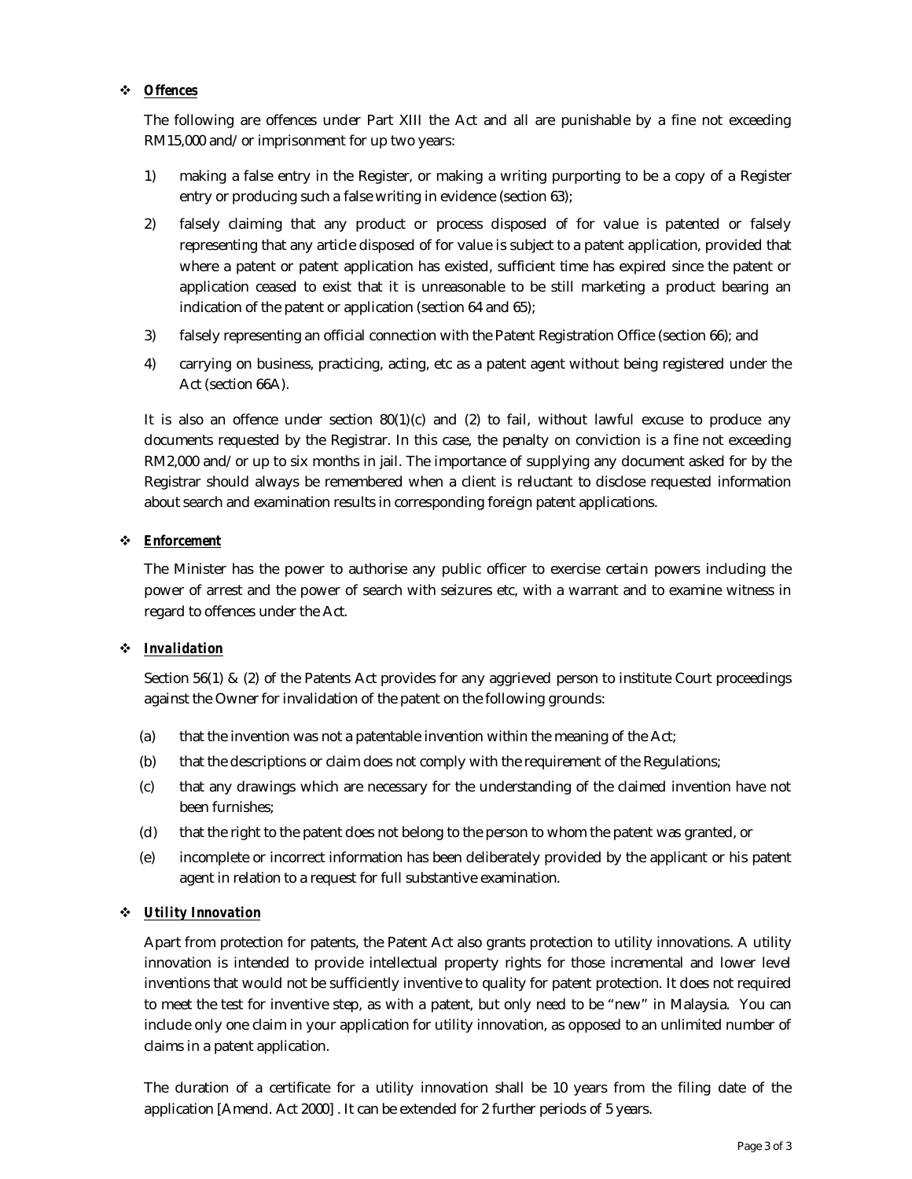- ***Offences***

The following are offences under Part XIII the Act and all are punishable by a fine not exceeding RM15,000 and/or imprisonment for up two years:

1) making a false entry in the Register, or making a writing purporting to be a copy of a Register entry or producing such a false writing in evidence (section 63);
2) falsely claiming that any product or process disposed of for value is patented or falsely representing that any article disposed of for value is subject to a patent application, provided that where a patent or patent application has existed, sufficient time has expired since the patent or application ceased to exist that it is unreasonable to be still marketing a product bearing an indication of the patent or application (section 64 and 65);
3) falsely representing an official connection with the Patent Registration Office (section 66); and
4) carrying on business, practicing, acting, etc as a patent agent without being registered under the Act (section 66A).

It is also an offence under section 80(1)(c) and (2) to fail, without lawful excuse to produce any documents requested by the Registrar. In this case, the penalty on conviction is a fine not exceeding RM2,000 and/or up to six months in jail. The importance of supplying any document asked for by the Registrar should always be remembered when a client is reluctant to disclose requested information about search and examination results in corresponding foreign patent applications.

- ***Enforcement***

The Minister has the power to authorise any public officer to exercise certain powers including the power of arrest and the power of search with seizures etc, with a warrant and to examine witness in regard to offences under the Act.

- ***Invalidation***

Section 56(1) & (2) of the Patents Act provides for any aggrieved person to institute Court proceedings against the Owner for invalidation of the patent on the following grounds:

(a) that the invention was not a patentable invention within the meaning of the Act;

(b) that the descriptions or claim does not comply with the requirement of the Regulations;

(c) that any drawings which are necessary for the understanding of the claimed invention have not been furnishes;

(d) that the right to the patent does not belong to the person to whom the patent was granted, or

(e) incomplete or incorrect information has been deliberately provided by the applicant or his patent agent in relation to a request for full substantive examination.

- ***Utility Innovation***

Apart from protection for patents, the Patent Act also grants protection to utility innovations. A utility innovation is intended to provide intellectual property rights for those incremental and lower level inventions that would not be sufficiently inventive to quality for patent protection. It does not required to meet the test for inventive step, as with a patent, but only need to be "new" in Malaysia. You can include only one claim in your application for utility innovation, as opposed to an unlimited number of claims in a patent application.

The duration of a certificate for a utility innovation shall be 10 years from the filing date of the application [Amend. Act 2000] . It can be extended for 2 further periods of 5 years.